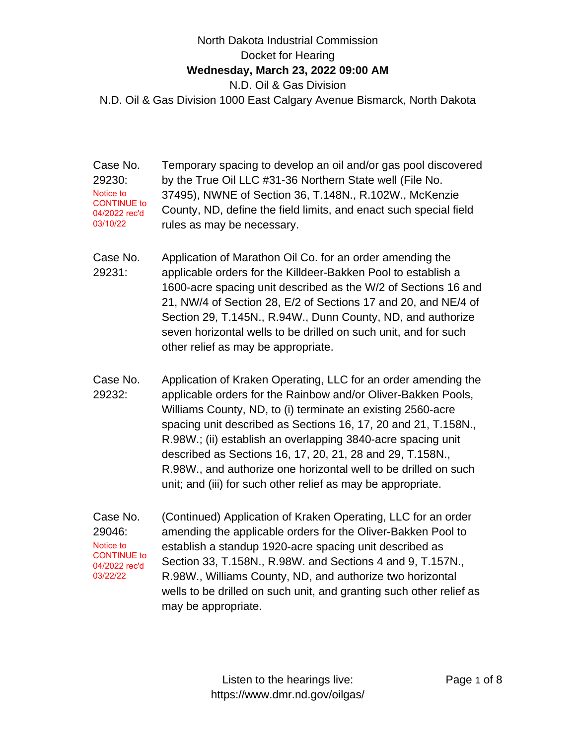North Dakota Industrial Commission

Docket for Hearing

**Wednesday, March 23, 2022 09:00 AM**

N.D. Oil & Gas Division

N.D. Oil & Gas Division 1000 East Calgary Avenue Bismarck, North Dakota

| | |
|---|---|
| Case No. 29230: Notice to CONTINUE to 04/2022 rec'd 03/10/22 | Temporary spacing to develop an oil and/or gas pool discovered by the True Oil LLC #31-36 Northern State well (File No. 37495), NWNE of Section 36, T.148N., R.102W., McKenzie County, ND, define the field limits, and enact such special field rules as may be necessary. |
| Case No. 29231: | Application of Marathon Oil Co. for an order amending the applicable orders for the Killdeer-Bakken Pool to establish a 1600-acre spacing unit described as the W/2 of Sections 16 and 21, NW/4 of Section 28, E/2 of Sections 17 and 20, and NE/4 of Section 29, T.145N., R.94W., Dunn County, ND, and authorize seven horizontal wells to be drilled on such unit, and for such other relief as may be appropriate. |
| Case No. 29232: | Application of Kraken Operating, LLC for an order amending the applicable orders for the Rainbow and/or Oliver-Bakken Pools, Williams County, ND, to (i) terminate an existing 2560-acre spacing unit described as Sections 16, 17, 20 and 21, T.158N., R.98W.; (ii) establish an overlapping 3840-acre spacing unit described as Sections 16, 17, 20, 21, 28 and 29, T.158N., R.98W., and authorize one horizontal well to be drilled on such unit; and (iii) for such other relief as may be appropriate. |
| Case No. 29046: Notice to CONTINUE to 04/2022 rec'd 03/22/22 | (Continued) Application of Kraken Operating, LLC for an order amending the applicable orders for the Oliver-Bakken Pool to establish a standup 1920-acre spacing unit described as Section 33, T.158N., R.98W. and Sections 4 and 9, T.157N., R.98W., Williams County, ND, and authorize two horizontal wells to be drilled on such unit, and granting such other relief as may be appropriate. |

Listen to the hearings live: https://www.dmr.nd.gov/oilgas/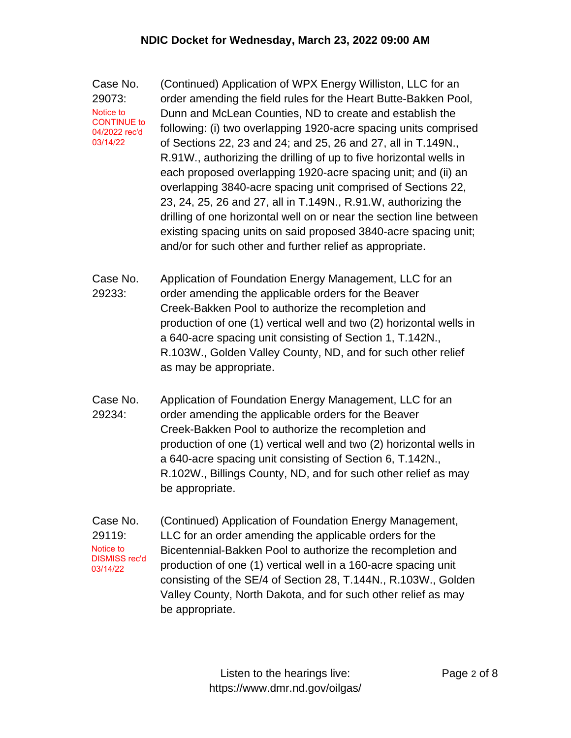## NDIC Docket for Wednesday, March 23, 2022 09:00 AM

**Case No. 29073:**
Notice to CONTINUE to 04/2022 rec'd 03/14/22

(Continued) Application of WPX Energy Williston, LLC for an order amending the field rules for the Heart Butte-Bakken Pool, Dunn and McLean Counties, ND to create and establish the following: (i) two overlapping 1920-acre spacing units comprised of Sections 22, 23 and 24; and 25, 26 and 27, all in T.149N., R.91W., authorizing the drilling of up to five horizontal wells in each proposed overlapping 1920-acre spacing unit; and (ii) an overlapping 3840-acre spacing unit comprised of Sections 22, 23, 24, 25, 26 and 27, all in T.149N., R.91.W, authorizing the drilling of one horizontal well on or near the section line between existing spacing units on said proposed 3840-acre spacing unit; and/or for such other and further relief as appropriate.

**Case No. 29233:**

Application of Foundation Energy Management, LLC for an order amending the applicable orders for the Beaver Creek-Bakken Pool to authorize the recompletion and production of one (1) vertical well and two (2) horizontal wells in a 640-acre spacing unit consisting of Section 1, T.142N., R.103W., Golden Valley County, ND, and for such other relief as may be appropriate.

**Case No. 29234:**

Application of Foundation Energy Management, LLC for an order amending the applicable orders for the Beaver Creek-Bakken Pool to authorize the recompletion and production of one (1) vertical well and two (2) horizontal wells in a 640-acre spacing unit consisting of Section 6, T.142N., R.102W., Billings County, ND, and for such other relief as may be appropriate.

**Case No. 29119:**
Notice to DISMISS rec'd 03/14/22

(Continued) Application of Foundation Energy Management, LLC for an order amending the applicable orders for the Bicentennial-Bakken Pool to authorize the recompletion and production of one (1) vertical well in a 160-acre spacing unit consisting of the SE/4 of Section 28, T.144N., R.103W., Golden Valley County, North Dakota, and for such other relief as may be appropriate.

Listen to the hearings live: https://www.dmr.nd.gov/oilgas/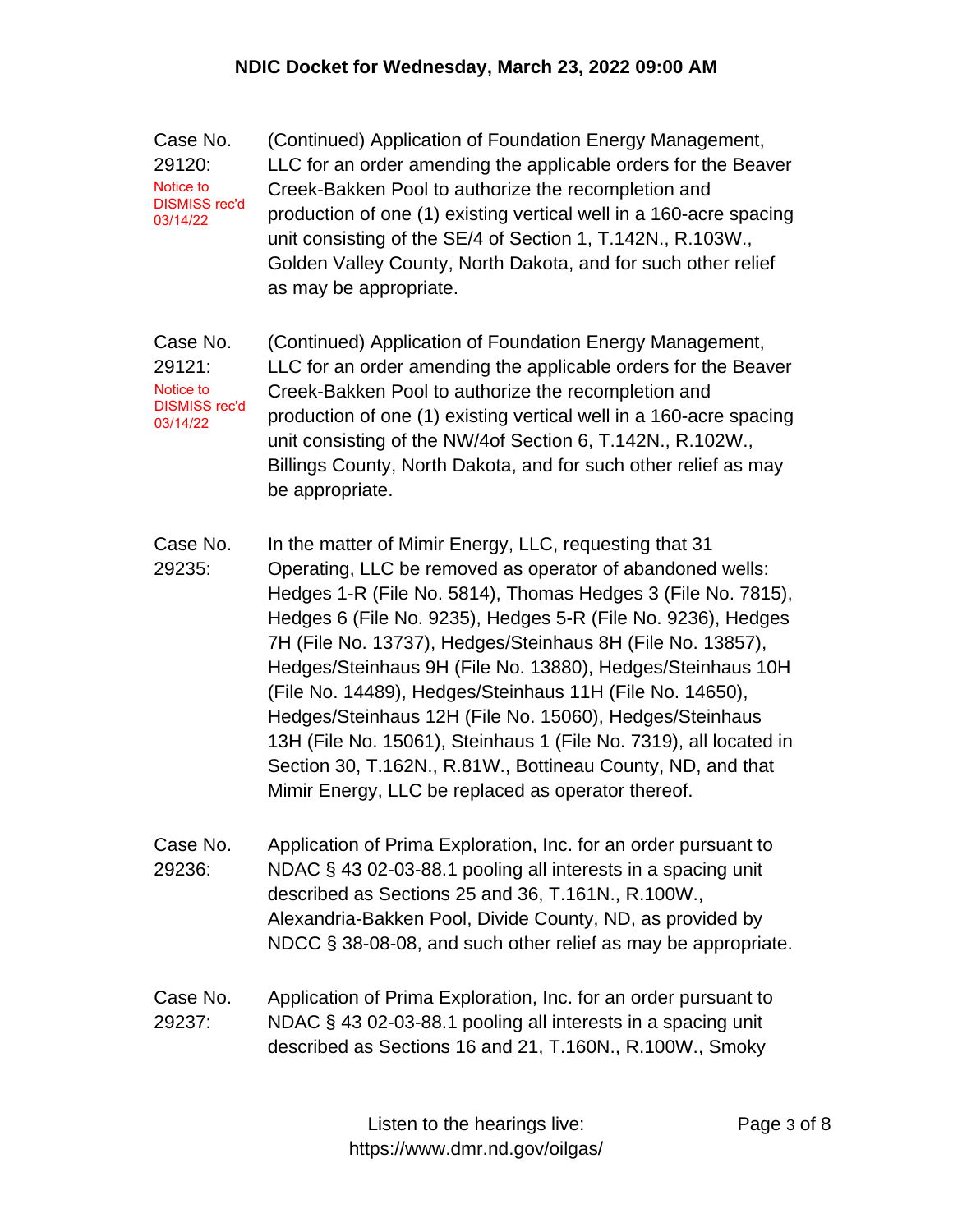Case No. 29120: Notice to DISMISS rec'd 03/14/22

(Continued) Application of Foundation Energy Management, LLC for an order amending the applicable orders for the Beaver Creek-Bakken Pool to authorize the recompletion and production of one (1) existing vertical well in a 160-acre spacing unit consisting of the SE/4 of Section 1, T.142N., R.103W., Golden Valley County, North Dakota, and for such other relief as may be appropriate.

Case No. 29121: Notice to DISMISS rec'd 03/14/22

(Continued) Application of Foundation Energy Management, LLC for an order amending the applicable orders for the Beaver Creek-Bakken Pool to authorize the recompletion and production of one (1) existing vertical well in a 160-acre spacing unit consisting of the NW/4of Section 6, T.142N., R.102W., Billings County, North Dakota, and for such other relief as may be appropriate.

Case No. 29235:

In the matter of Mimir Energy, LLC, requesting that 31 Operating, LLC be removed as operator of abandoned wells: Hedges 1-R (File No. 5814), Thomas Hedges 3 (File No. 7815), Hedges 6 (File No. 9235), Hedges 5-R (File No. 9236), Hedges 7H (File No. 13737), Hedges/Steinhaus 8H (File No. 13857), Hedges/Steinhaus 9H (File No. 13880), Hedges/Steinhaus 10H (File No. 14489), Hedges/Steinhaus 11H (File No. 14650), Hedges/Steinhaus 12H (File No. 15060), Hedges/Steinhaus 13H (File No. 15061), Steinhaus 1 (File No. 7319), all located in Section 30, T.162N., R.81W., Bottineau County, ND, and that Mimir Energy, LLC be replaced as operator thereof.

Case No. 29236:

Application of Prima Exploration, Inc. for an order pursuant to NDAC § 43 02-03-88.1 pooling all interests in a spacing unit described as Sections 25 and 36, T.161N., R.100W., Alexandria-Bakken Pool, Divide County, ND, as provided by NDCC § 38-08-08, and such other relief as may be appropriate.

Case No. 29237:

Application of Prima Exploration, Inc. for an order pursuant to NDAC § 43 02-03-88.1 pooling all interests in a spacing unit described as Sections 16 and 21, T.160N., R.100W., Smoky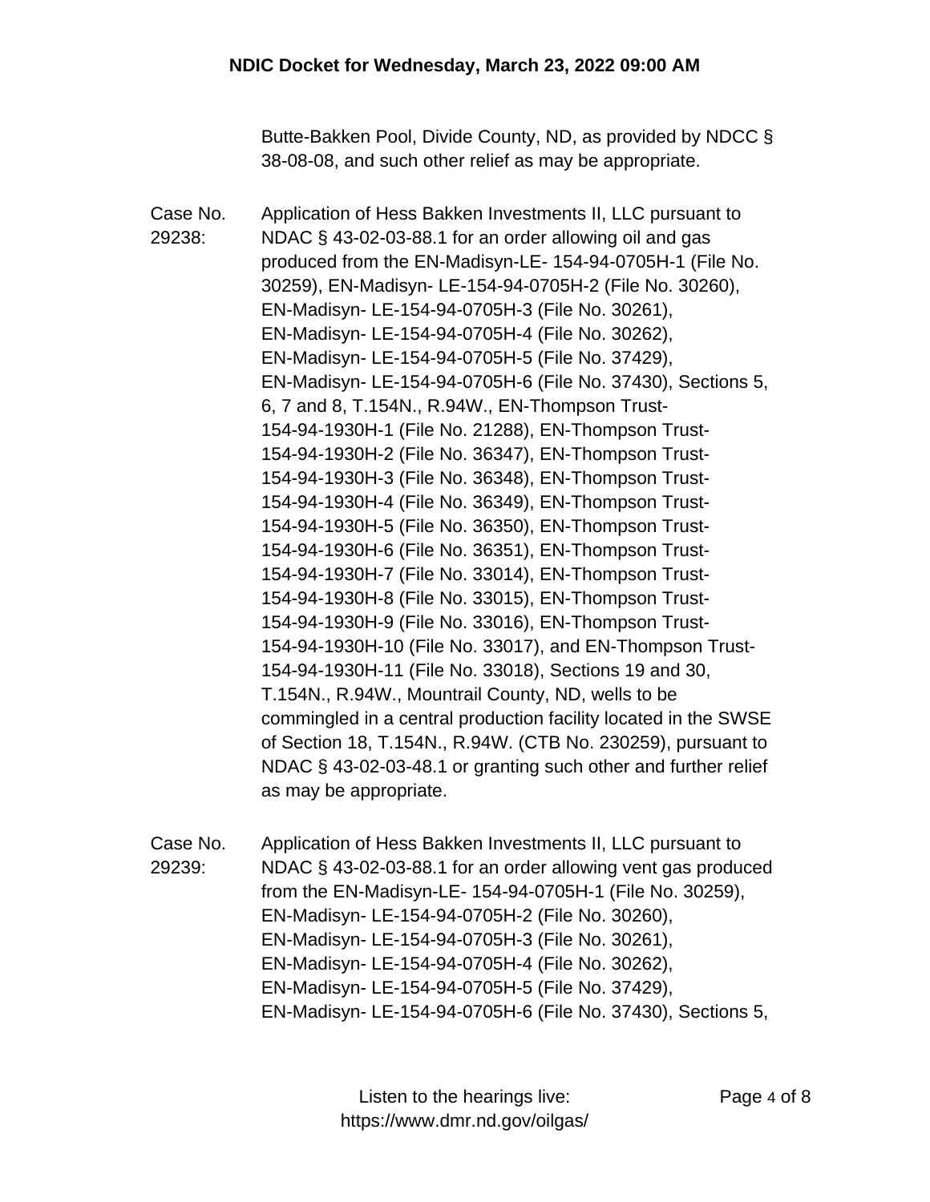Butte-Bakken Pool, Divide County, ND, as provided by NDCC § 38-08-08, and such other relief as may be appropriate.

Case No. 29238: Application of Hess Bakken Investments II, LLC pursuant to NDAC § 43-02-03-88.1 for an order allowing oil and gas produced from the EN-Madisyn-LE- 154-94-0705H-1 (File No. 30259), EN-Madisyn- LE-154-94-0705H-2 (File No. 30260), EN-Madisyn- LE-154-94-0705H-3 (File No. 30261), EN-Madisyn- LE-154-94-0705H-4 (File No. 30262), EN-Madisyn- LE-154-94-0705H-5 (File No. 37429), EN-Madisyn- LE-154-94-0705H-6 (File No. 37430), Sections 5, 6, 7 and 8, T.154N., R.94W., EN-Thompson Trust-154-94-1930H-1 (File No. 21288), EN-Thompson Trust-154-94-1930H-2 (File No. 36347), EN-Thompson Trust-154-94-1930H-3 (File No. 36348), EN-Thompson Trust-154-94-1930H-4 (File No. 36349), EN-Thompson Trust-154-94-1930H-5 (File No. 36350), EN-Thompson Trust-154-94-1930H-6 (File No. 36351), EN-Thompson Trust-154-94-1930H-7 (File No. 33014), EN-Thompson Trust-154-94-1930H-8 (File No. 33015), EN-Thompson Trust-154-94-1930H-9 (File No. 33016), EN-Thompson Trust-154-94-1930H-10 (File No. 33017), and EN-Thompson Trust-154-94-1930H-11 (File No. 33018), Sections 19 and 30, T.154N., R.94W., Mountrail County, ND, wells to be commingled in a central production facility located in the SWSE of Section 18, T.154N., R.94W. (CTB No. 230259), pursuant to NDAC § 43-02-03-48.1 or granting such other and further relief as may be appropriate.

Case No. 29239: Application of Hess Bakken Investments II, LLC pursuant to NDAC § 43-02-03-88.1 for an order allowing vent gas produced from the EN-Madisyn-LE- 154-94-0705H-1 (File No. 30259), EN-Madisyn- LE-154-94-0705H-2 (File No. 30260), EN-Madisyn- LE-154-94-0705H-3 (File No. 30261), EN-Madisyn- LE-154-94-0705H-4 (File No. 30262), EN-Madisyn- LE-154-94-0705H-5 (File No. 37429), EN-Madisyn- LE-154-94-0705H-6 (File No. 37430), Sections 5,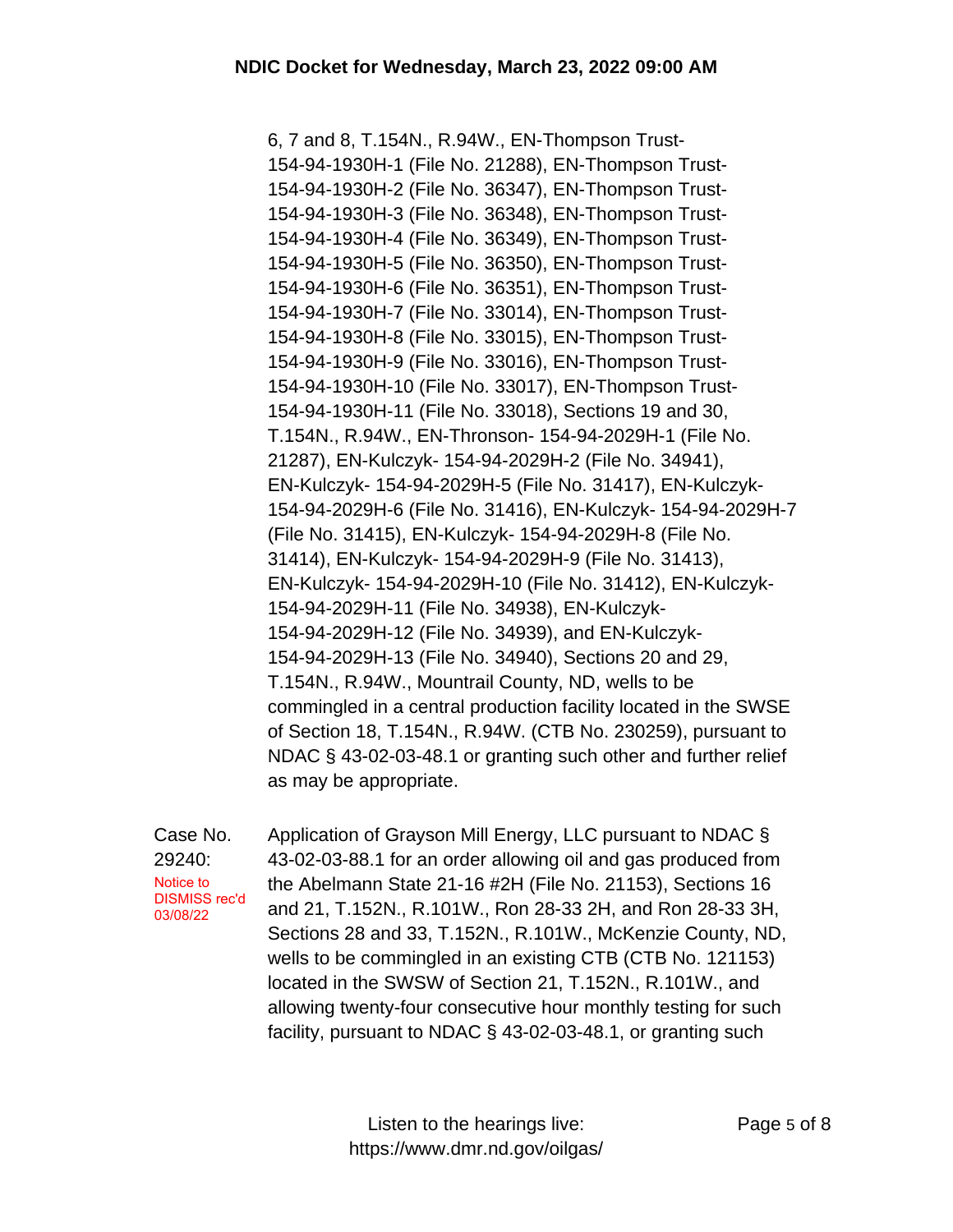6, 7 and 8, T.154N., R.94W., EN-Thompson Trust-154-94-1930H-1 (File No. 21288), EN-Thompson Trust-154-94-1930H-2 (File No. 36347), EN-Thompson Trust-154-94-1930H-3 (File No. 36348), EN-Thompson Trust-154-94-1930H-4 (File No. 36349), EN-Thompson Trust-154-94-1930H-5 (File No. 36350), EN-Thompson Trust-154-94-1930H-6 (File No. 36351), EN-Thompson Trust-154-94-1930H-7 (File No. 33014), EN-Thompson Trust-154-94-1930H-8 (File No. 33015), EN-Thompson Trust-154-94-1930H-9 (File No. 33016), EN-Thompson Trust-154-94-1930H-10 (File No. 33017), EN-Thompson Trust-154-94-1930H-11 (File No. 33018), Sections 19 and 30, T.154N., R.94W., EN-Thronson- 154-94-2029H-1 (File No. 21287), EN-Kulczyk- 154-94-2029H-2 (File No. 34941), EN-Kulczyk- 154-94-2029H-5 (File No. 31417), EN-Kulczyk-154-94-2029H-6 (File No. 31416), EN-Kulczyk- 154-94-2029H-7 (File No. 31415), EN-Kulczyk- 154-94-2029H-8 (File No. 31414), EN-Kulczyk- 154-94-2029H-9 (File No. 31413), EN-Kulczyk- 154-94-2029H-10 (File No. 31412), EN-Kulczyk-154-94-2029H-11 (File No. 34938), EN-Kulczyk-154-94-2029H-12 (File No. 34939), and EN-Kulczyk-154-94-2029H-13 (File No. 34940), Sections 20 and 29, T.154N., R.94W., Mountrail County, ND, wells to be commingled in a central production facility located in the SWSE of Section 18, T.154N., R.94W. (CTB No. 230259), pursuant to NDAC § 43-02-03-48.1 or granting such other and further relief as may be appropriate.

**Case No. 29240:**
Notice to DISMISS rec'd 03/08/22

Application of Grayson Mill Energy, LLC pursuant to NDAC § 43-02-03-88.1 for an order allowing oil and gas produced from the Abelmann State 21-16 #2H (File No. 21153), Sections 16 and 21, T.152N., R.101W., Ron 28-33 2H, and Ron 28-33 3H, Sections 28 and 33, T.152N., R.101W., McKenzie County, ND, wells to be commingled in an existing CTB (CTB No. 121153) located in the SWSW of Section 21, T.152N., R.101W., and allowing twenty-four consecutive hour monthly testing for such facility, pursuant to NDAC § 43-02-03-48.1, or granting such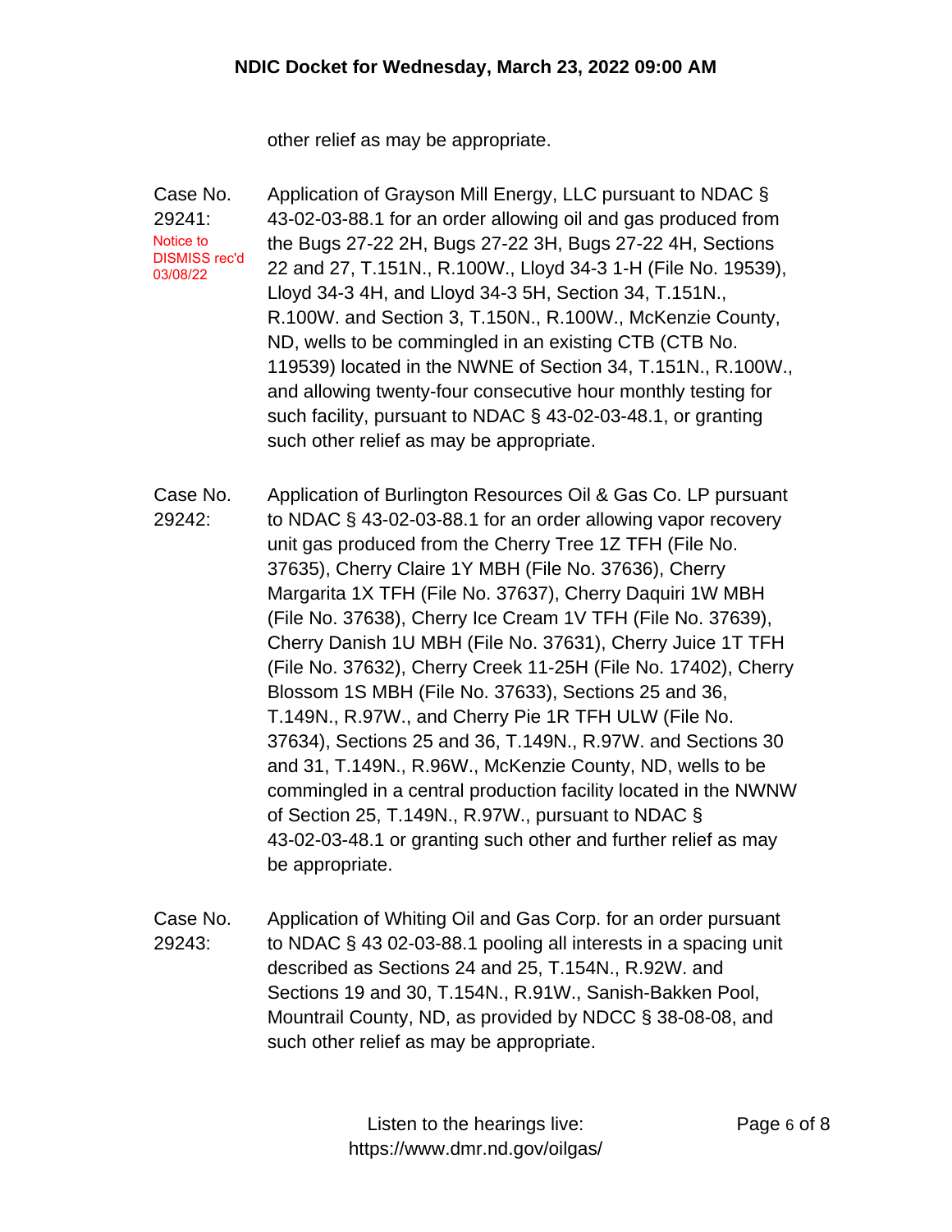other relief as may be appropriate.

Case No. 29241: Notice to DISMISS rec'd 03/08/22

Application of Grayson Mill Energy, LLC pursuant to NDAC § 43-02-03-88.1 for an order allowing oil and gas produced from the Bugs 27-22 2H, Bugs 27-22 3H, Bugs 27-22 4H, Sections 22 and 27, T.151N., R.100W., Lloyd 34-3 1-H (File No. 19539), Lloyd 34-3 4H, and Lloyd 34-3 5H, Section 34, T.151N., R.100W. and Section 3, T.150N., R.100W., McKenzie County, ND, wells to be commingled in an existing CTB (CTB No. 119539) located in the NWNE of Section 34, T.151N., R.100W., and allowing twenty-four consecutive hour monthly testing for such facility, pursuant to NDAC § 43-02-03-48.1, or granting such other relief as may be appropriate.

Case No. 29242:

Application of Burlington Resources Oil & Gas Co. LP pursuant to NDAC § 43-02-03-88.1 for an order allowing vapor recovery unit gas produced from the Cherry Tree 1Z TFH (File No. 37635), Cherry Claire 1Y MBH (File No. 37636), Cherry Margarita 1X TFH (File No. 37637), Cherry Daquiri 1W MBH (File No. 37638), Cherry Ice Cream 1V TFH (File No. 37639), Cherry Danish 1U MBH (File No. 37631), Cherry Juice 1T TFH (File No. 37632), Cherry Creek 11-25H (File No. 17402), Cherry Blossom 1S MBH (File No. 37633), Sections 25 and 36, T.149N., R.97W., and Cherry Pie 1R TFH ULW (File No. 37634), Sections 25 and 36, T.149N., R.97W. and Sections 30 and 31, T.149N., R.96W., McKenzie County, ND, wells to be commingled in a central production facility located in the NWNW of Section 25, T.149N., R.97W., pursuant to NDAC § 43-02-03-48.1 or granting such other and further relief as may be appropriate.

Case No. 29243:

Application of Whiting Oil and Gas Corp. for an order pursuant to NDAC § 43 02-03-88.1 pooling all interests in a spacing unit described as Sections 24 and 25, T.154N., R.92W. and Sections 19 and 30, T.154N., R.91W., Sanish-Bakken Pool, Mountrail County, ND, as provided by NDCC § 38-08-08, and such other relief as may be appropriate.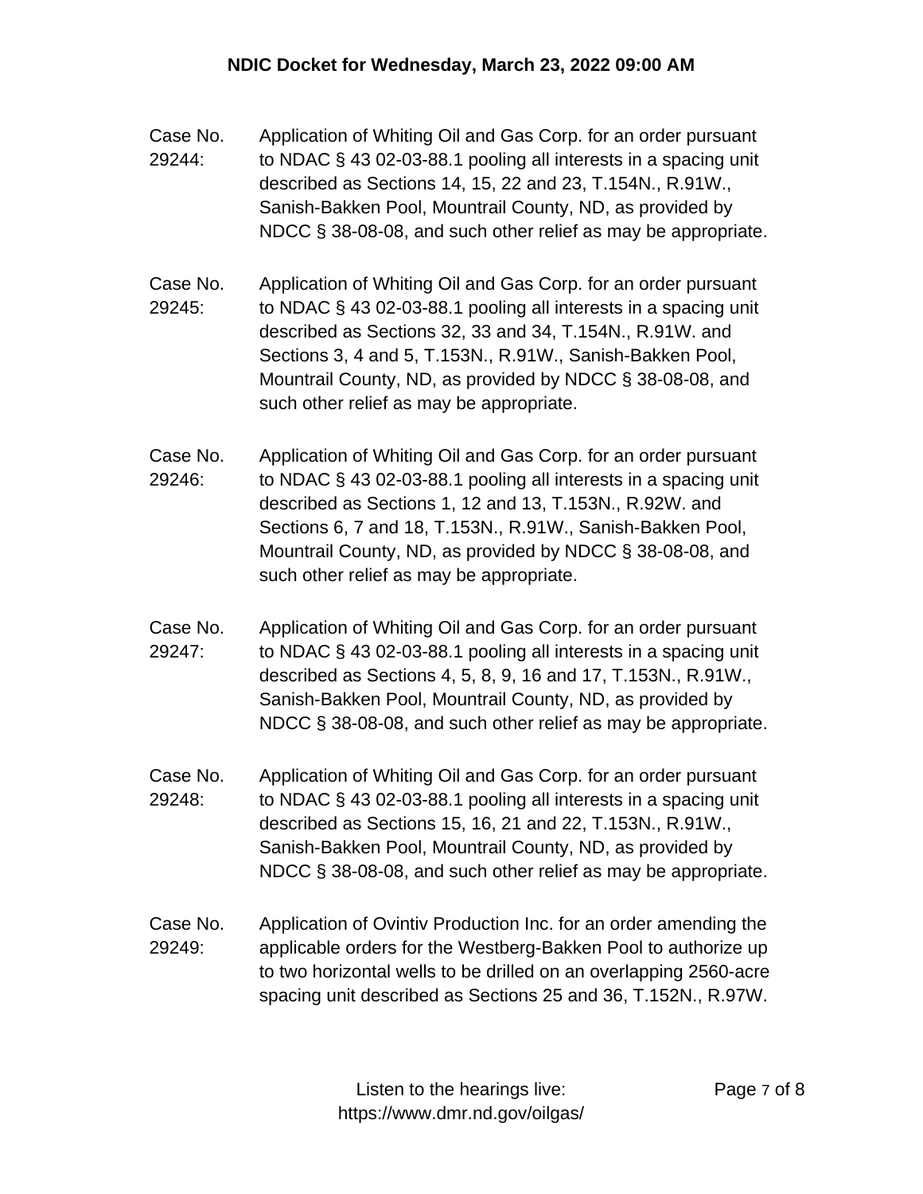Case No. 29244: Application of Whiting Oil and Gas Corp. for an order pursuant to NDAC § 43 02-03-88.1 pooling all interests in a spacing unit described as Sections 14, 15, 22 and 23, T.154N., R.91W., Sanish-Bakken Pool, Mountrail County, ND, as provided by NDCC § 38-08-08, and such other relief as may be appropriate.

Case No. 29245: Application of Whiting Oil and Gas Corp. for an order pursuant to NDAC § 43 02-03-88.1 pooling all interests in a spacing unit described as Sections 32, 33 and 34, T.154N., R.91W. and Sections 3, 4 and 5, T.153N., R.91W., Sanish-Bakken Pool, Mountrail County, ND, as provided by NDCC § 38-08-08, and such other relief as may be appropriate.

Case No. 29246: Application of Whiting Oil and Gas Corp. for an order pursuant to NDAC § 43 02-03-88.1 pooling all interests in a spacing unit described as Sections 1, 12 and 13, T.153N., R.92W. and Sections 6, 7 and 18, T.153N., R.91W., Sanish-Bakken Pool, Mountrail County, ND, as provided by NDCC § 38-08-08, and such other relief as may be appropriate.

Case No. 29247: Application of Whiting Oil and Gas Corp. for an order pursuant to NDAC § 43 02-03-88.1 pooling all interests in a spacing unit described as Sections 4, 5, 8, 9, 16 and 17, T.153N., R.91W., Sanish-Bakken Pool, Mountrail County, ND, as provided by NDCC § 38-08-08, and such other relief as may be appropriate.

Case No. 29248: Application of Whiting Oil and Gas Corp. for an order pursuant to NDAC § 43 02-03-88.1 pooling all interests in a spacing unit described as Sections 15, 16, 21 and 22, T.153N., R.91W., Sanish-Bakken Pool, Mountrail County, ND, as provided by NDCC § 38-08-08, and such other relief as may be appropriate.

Case No. 29249: Application of Ovintiv Production Inc. for an order amending the applicable orders for the Westberg-Bakken Pool to authorize up to two horizontal wells to be drilled on an overlapping 2560-acre spacing unit described as Sections 25 and 36, T.152N., R.97W.

Listen to the hearings live: https://www.dmr.nd.gov/oilgas/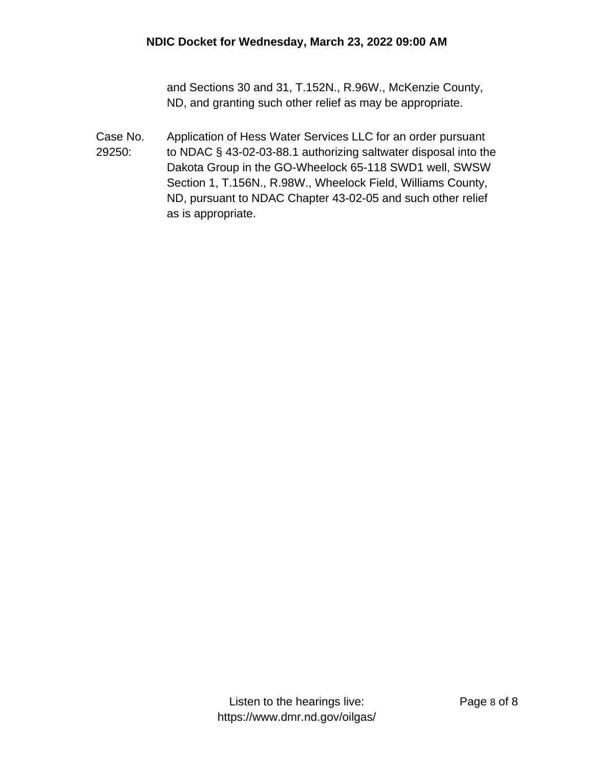and Sections 30 and 31, T.152N., R.96W., McKenzie County, ND, and granting such other relief as may be appropriate.

Case No. 29250: Application of Hess Water Services LLC for an order pursuant to NDAC § 43-02-03-88.1 authorizing saltwater disposal into the Dakota Group in the GO-Wheelock 65-118 SWD1 well, SWSW Section 1, T.156N., R.98W., Wheelock Field, Williams County, ND, pursuant to NDAC Chapter 43-02-05 and such other relief as is appropriate.